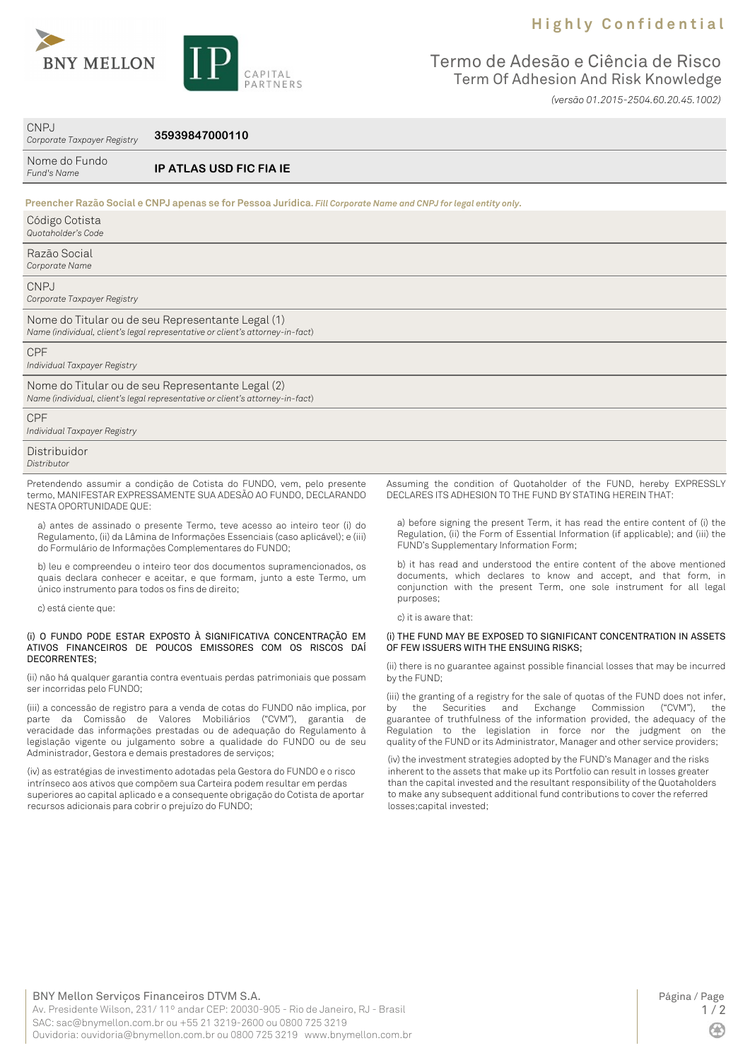Highly Confidential

# Termo de Adesão e Ciência de Risco
## Term Of Adhesion And Risk Knowledge

*(versão 01.2015-2504.60.20.45.1002)*

| | |
|---|---|
| CNPJ *Corporate Taxpayer Registry* | **35939847000110** |
| Nome do Fundo *Fund's Name* | **IP ATLAS USD FIC FIA IE** |

**Preencher Razão Social e CNPJ apenas se for Pessoa Jurídica.** ***Fill Corporate Name and CNPJ for legal entity only.***

| |
|---|
| Código Cotista *Quotaholder's Code* |
| Razão Social *Corporate Name* |
| CNPJ *Corporate Taxpayer Registry* |
| Nome do Titular ou de seu Representante Legal (1) *Name (individual, client's legal representative or client's attorney-in-fact)* |
| CPF *Individual Taxpayer Registry* |
| Nome do Titular ou de seu Representante Legal (2) *Name (individual, client's legal representative or client's attorney-in-fact)* |
| CPF *Individual Taxpayer Registry* |
| Distribuidor *Distributor* |

Pretendendo assumir a condição de Cotista do FUNDO, vem, pelo presente termo, MANIFESTAR EXPRESSAMENTE SUA ADESÃO AO FUNDO, DECLARANDO NESTA OPORTUNIDADE QUE:

a) antes de assinado o presente Termo, teve acesso ao inteiro teor (i) do Regulamento, (ii) da Lâmina de Informações Essenciais (caso aplicável); e (iii) do Formulário de Informações Complementares do FUNDO;

b) leu e compreendeu o inteiro teor dos documentos supramencionados, os quais declara conhecer e aceitar, e que formam, junto a este Termo, um único instrumento para todos os fins de direito;

c) está ciente que:

(i) O FUNDO PODE ESTAR EXPOSTO À SIGNIFICATIVA CONCENTRAÇÃO EM ATIVOS FINANCEIROS DE POUCOS EMISSORES COM OS RISCOS DAÍ DECORRENTES;

(ii) não há qualquer garantia contra eventuais perdas patrimoniais que possam ser incorridas pelo FUNDO;

(iii) a concessão de registro para a venda de cotas do FUNDO não implica, por parte da Comissão de Valores Mobiliários ("CVM"), garantia de veracidade das informações prestadas ou de adequação do Regulamento à legislação vigente ou julgamento sobre a qualidade do FUNDO ou de seu Administrador, Gestora e demais prestadores de serviços;

(iv) as estratégias de investimento adotadas pela Gestora do FUNDO e o risco intrínseco aos ativos que compõem sua Carteira podem resultar em perdas superiores ao capital aplicado e a consequente obrigação do Cotista de aportar recursos adicionais para cobrir o prejuízo do FUNDO;

Assuming the condition of Quotaholder of the FUND, hereby EXPRESSLY DECLARES ITS ADHESION TO THE FUND BY STATING HEREIN THAT:

a) before signing the present Term, it has read the entire content of (i) the Regulation, (ii) the Form of Essential Information (if applicable); and (iii) the FUND's Supplementary Information Form;

b) it has read and understood the entire content of the above mentioned documents, which declares to know and accept, and that form, in conjunction with the present Term, one sole instrument for all legal purposes;

c) it is aware that:

(i) THE FUND MAY BE EXPOSED TO SIGNIFICANT CONCENTRATION IN ASSETS OF FEW ISSUERS WITH THE ENSUING RISKS;

(ii) there is no guarantee against possible financial losses that may be incurred by the FUND;

(iii) the granting of a registry for the sale of quotas of the FUND does not infer, by the Securities and Exchange Commission ("CVM"), the guarantee of truthfulness of the information provided, the adequacy of the Regulation to the legislation in force nor the judgment on the quality of the FUND or its Administrator, Manager and other service providers;

(iv) the investment strategies adopted by the FUND's Manager and the risks inherent to the assets that make up its Portfolio can result in losses greater than the capital invested and the resultant responsibility of the Quotaholders to make any subsequent additional fund contributions to cover the referred losses;capital invested;

BNY Mellon Serviços Financeiros DTVM S.A.
Av. Presidente Wilson, 231/ 11º andar CEP: 20030-905 - Rio de Janeiro, RJ - Brasil
SAC: sac@bnymellon.com.br ou +55 21 3219-2600 ou 0800 725 3219
Ouvidoria: ouvidoria@bnymellon.com.br ou 0800 725 3219 www.bnymellon.com.br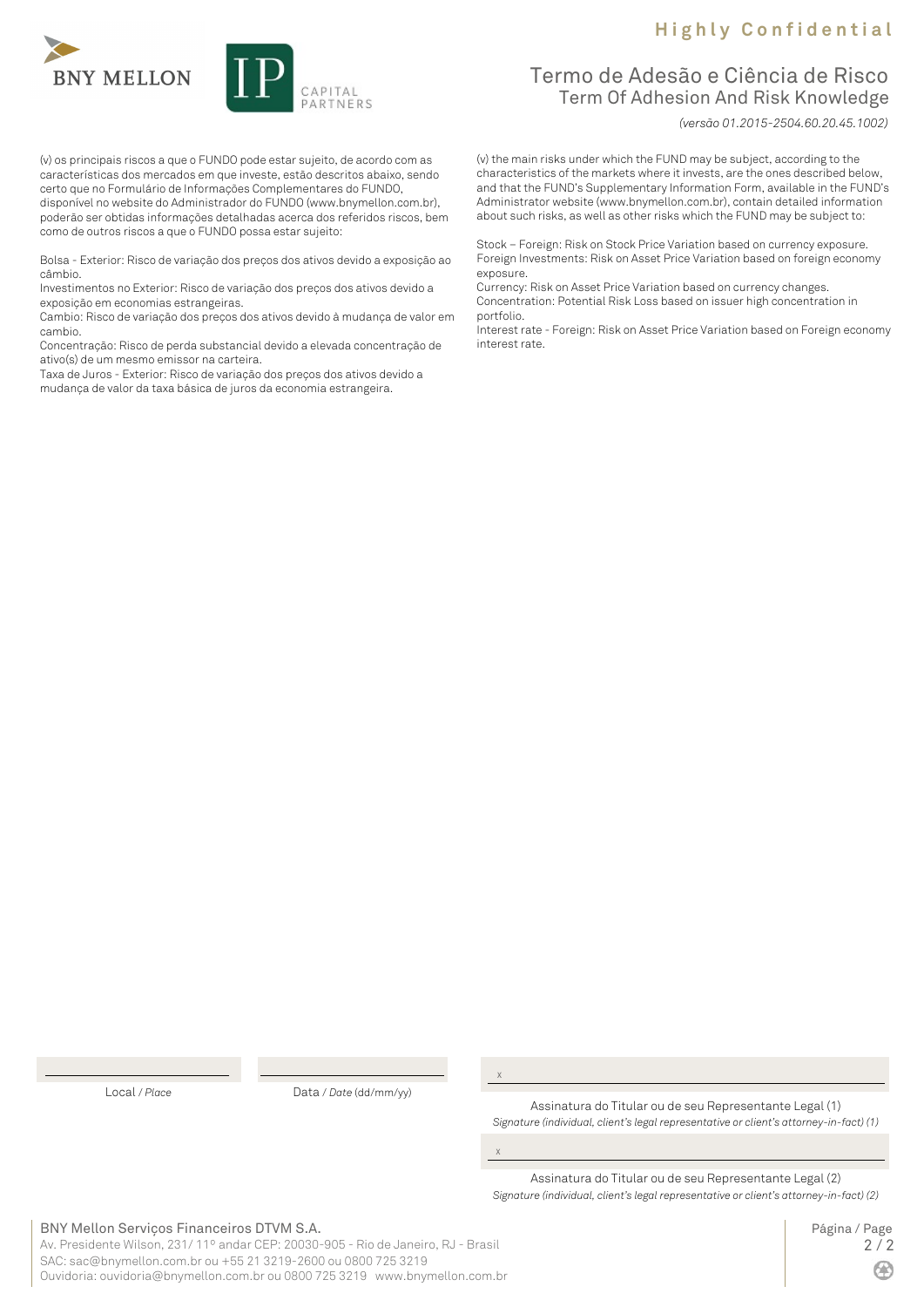Highly Confidential

# Termo de Adesão e Ciência de Risco
## Term Of Adhesion And Risk Knowledge

*(versão 01.2015-2504.60.20.45.1002)*

(v) os principais riscos a que o FUNDO pode estar sujeito, de acordo com as características dos mercados em que investe, estão descritos abaixo, sendo certo que no Formulário de Informações Complementares do FUNDO, disponível no website do Administrador do FUNDO (www.bnymellon.com.br), poderão ser obtidas informações detalhadas acerca dos referidos riscos, bem como de outros riscos a que o FUNDO possa estar sujeito:

Bolsa - Exterior: Risco de variação dos preços dos ativos devido a exposição ao câmbio.
Investimentos no Exterior: Risco de variação dos preços dos ativos devido a exposição em economias estrangeiras.
Cambio: Risco de variação dos preços dos ativos devido à mudança de valor em cambio.
Concentração: Risco de perda substancial devido a elevada concentração de ativo(s) de um mesmo emissor na carteira.
Taxa de Juros - Exterior: Risco de variação dos preços dos ativos devido a mudança de valor da taxa básica de juros da economia estrangeira.

(v) the main risks under which the FUND may be subject, according to the characteristics of the markets where it invests, are the ones described below, and that the FUND's Supplementary Information Form, available in the FUND's Administrator website (www.bnymellon.com.br), contain detailed information about such risks, as well as other risks which the FUND may be subject to:

Stock – Foreign: Risk on Stock Price Variation based on currency exposure.
Foreign Investments: Risk on Asset Price Variation based on foreign economy exposure.
Currency: Risk on Asset Price Variation based on currency changes.
Concentration: Potential Risk Loss based on issuer high concentration in portfolio.
Interest rate - Foreign: Risk on Asset Price Variation based on Foreign economy interest rate.

Local / *Place*

Data / *Date* (dd/mm/yy)

x

Assinatura do Titular ou de seu Representante Legal (1)
*Signature (individual, client's legal representative or client's attorney-in-fact) (1)*

x

Assinatura do Titular ou de seu Representante Legal (2)
*Signature (individual, client's legal representative or client's attorney-in-fact) (2)*

BNY Mellon Serviços Financeiros DTVM S.A.
Av. Presidente Wilson, 231/ 11º andar CEP: 20030-905 - Rio de Janeiro, RJ - Brasil
SAC: sac@bnymellon.com.br ou +55 21 3219-2600 ou 0800 725 3219
Ouvidoria: ouvidoria@bnymellon.com.br ou 0800 725 3219 www.bnymellon.com.br